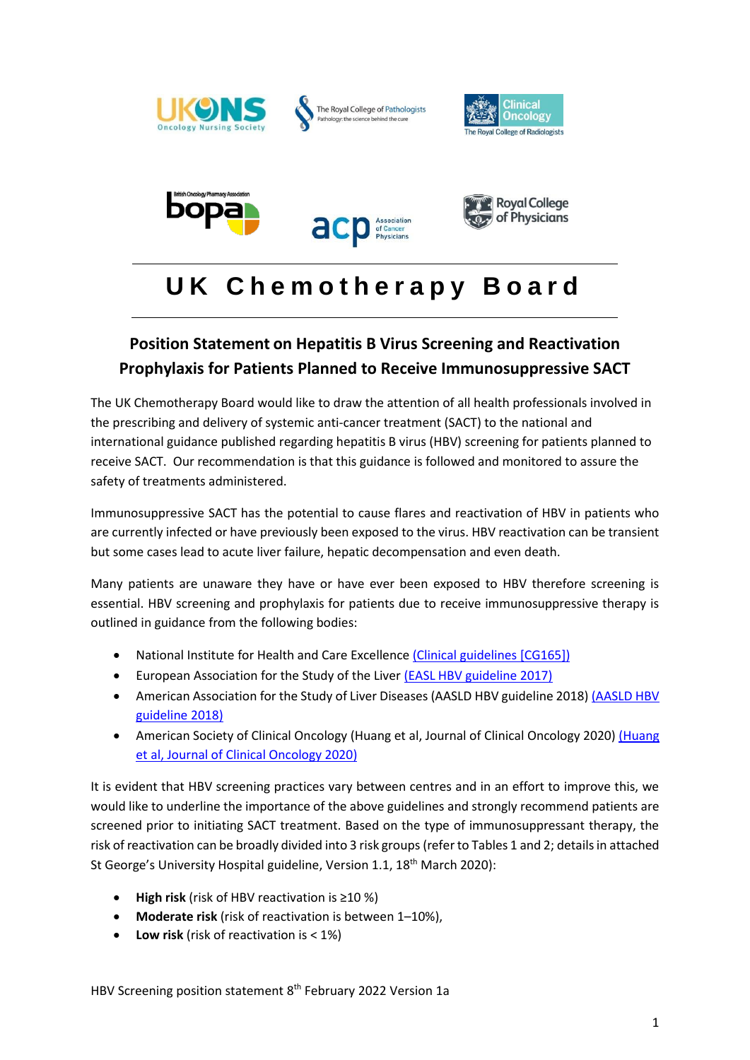# UK Chemotherapy Board

## Position Statement on Hepatitis B Virus Screening and Reactivation Prophylaxis for Patients Planned to Receive Immunosuppressive SACT

The UK Chemotherapy Board would like to draw the attention of all health professionals involved in the prescribing and delivery of systemic anti-cancer treatment (SACT) to the national and international guidance published regarding hepatitis B virus (HBV) screening for patients planned to receive SACT. Our recommendation is that this guidance is followed and monitored to assure the safety of treatments administered.

Immunosuppressive SACT has the potential to cause flares and reactivation of HBV in patients who are currently infected or have previously been exposed to the virus. HBV reactivation can be transient but some cases lead to acute liver failure, hepatic decompensation and even death.

Many patients are unaware they have or have ever been exposed to HBV therefore screening is essential. HBV screening and prophylaxis for patients due to receive immunosuppressive therapy is outlined in guidance from the following bodies:

- National Institute for Health and Care Excellence (Clinical guidelines [CG165])
- European Association for the Study of the Liver (EASL HBV guideline 2017)
- American Association for the Study of Liver Diseases (AASLD HBV guideline 2018) (AASLD HBV guideline 2018)
- American Society of Clinical Oncology (Huang et al, Journal of Clinical Oncology 2020) (Huang et al, Journal of Clinical Oncology 2020)

It is evident that HBV screening practices vary between centres and in an effort to improve this, we would like to underline the importance of the above guidelines and strongly recommend patients are screened prior to initiating SACT treatment. Based on the type of immunosuppressant therapy, the risk of reactivation can be broadly divided into 3 risk groups (refer to Tables 1 and 2; details in attached St George's University Hospital guideline, Version 1.1, 18th March 2020):

- **High risk** (risk of HBV reactivation is ≥10 %)
- **Moderate risk** (risk of reactivation is between 1–10%),
- **Low risk** (risk of reactivation is < 1%)

HBV Screening position statement 8th February 2022 Version 1a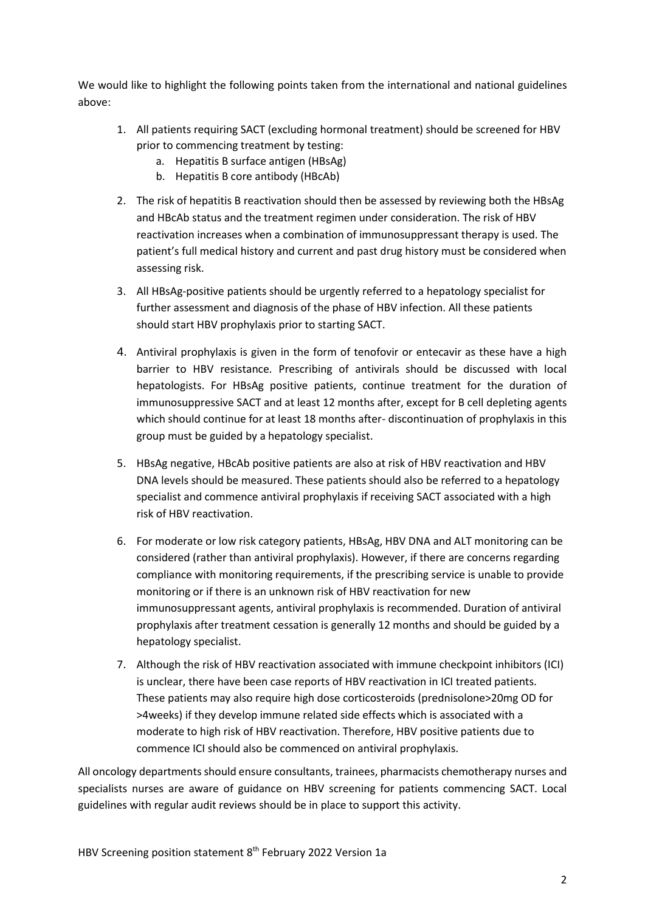We would like to highlight the following points taken from the international and national guidelines above:

1. All patients requiring SACT (excluding hormonal treatment) should be screened for HBV prior to commencing treatment by testing:
    a. Hepatitis B surface antigen (HBsAg)
    b. Hepatitis B core antibody (HBcAb)
2. The risk of hepatitis B reactivation should then be assessed by reviewing both the HBsAg and HBcAb status and the treatment regimen under consideration. The risk of HBV reactivation increases when a combination of immunosuppressant therapy is used. The patient's full medical history and current and past drug history must be considered when assessing risk.
3. All HBsAg-positive patients should be urgently referred to a hepatology specialist for further assessment and diagnosis of the phase of HBV infection. All these patients should start HBV prophylaxis prior to starting SACT.
4. Antiviral prophylaxis is given in the form of tenofovir or entecavir as these have a high barrier to HBV resistance. Prescribing of antivirals should be discussed with local hepatologists. For HBsAg positive patients, continue treatment for the duration of immunosuppressive SACT and at least 12 months after, except for B cell depleting agents which should continue for at least 18 months after- discontinuation of prophylaxis in this group must be guided by a hepatology specialist.
5. HBsAg negative, HBcAb positive patients are also at risk of HBV reactivation and HBV DNA levels should be measured. These patients should also be referred to a hepatology specialist and commence antiviral prophylaxis if receiving SACT associated with a high risk of HBV reactivation.
6. For moderate or low risk category patients, HBsAg, HBV DNA and ALT monitoring can be considered (rather than antiviral prophylaxis). However, if there are concerns regarding compliance with monitoring requirements, if the prescribing service is unable to provide monitoring or if there is an unknown risk of HBV reactivation for new immunosuppressant agents, antiviral prophylaxis is recommended. Duration of antiviral prophylaxis after treatment cessation is generally 12 months and should be guided by a hepatology specialist.
7. Although the risk of HBV reactivation associated with immune checkpoint inhibitors (ICI) is unclear, there have been case reports of HBV reactivation in ICI treated patients. These patients may also require high dose corticosteroids (prednisolone>20mg OD for >4weeks) if they develop immune related side effects which is associated with a moderate to high risk of HBV reactivation. Therefore, HBV positive patients due to commence ICI should also be commenced on antiviral prophylaxis.

All oncology departments should ensure consultants, trainees, pharmacists chemotherapy nurses and specialists nurses are aware of guidance on HBV screening for patients commencing SACT. Local guidelines with regular audit reviews should be in place to support this activity.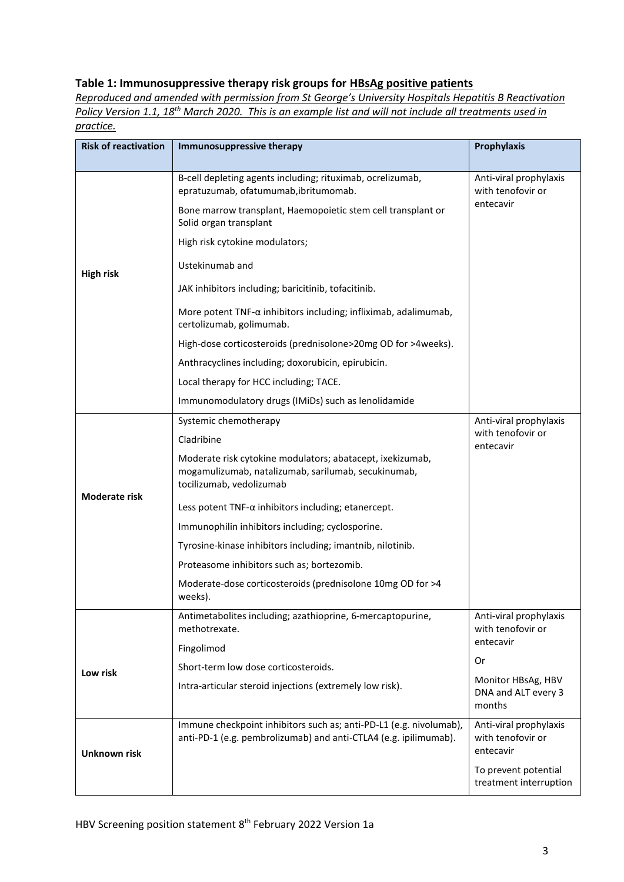### Table 1: Immunosuppressive therapy risk groups for HBsAg positive patients

*Reproduced and amended with permission from St George's University Hospitals Hepatitis B Reactivation Policy Version 1.1, 18th March 2020. This is an example list and will not include all treatments used in practice.*

| Risk of reactivation | Immunosuppressive therapy | Prophylaxis |
|---|---|---|
| **High risk** | B-cell depleting agents including; rituximab, ocrelizumab, epratuzumab, ofatumumab,ibritumomab.<br><br>Bone marrow transplant, Haemopoietic stem cell transplant or Solid organ transplant<br><br>High risk cytokine modulators;<br><br>Ustekinumab and<br><br>JAK inhibitors including; baricitinib, tofacitinib.<br><br>More potent TNF-α inhibitors including; infliximab, adalimumab, certolizumab, golimumab.<br><br>High-dose corticosteroids (prednisolone>20mg OD for >4weeks).<br><br>Anthracyclines including; doxorubicin, epirubicin.<br><br>Local therapy for HCC including; TACE.<br><br>Immunomodulatory drugs (IMiDs) such as lenolidamide | Anti-viral prophylaxis with tenofovir or entecavir |
| **Moderate risk** | Systemic chemotherapy<br><br>Cladribine<br><br>Moderate risk cytokine modulators; abatacept, ixekizumab, mogamulizumab, natalizumab, sarilumab, secukinumab, tocilizumab, vedolizumab<br><br>Less potent TNF-α inhibitors including; etanercept.<br><br>Immunophilin inhibitors including; cyclosporine.<br><br>Tyrosine-kinase inhibitors including; imantnib, nilotinib.<br><br>Proteasome inhibitors such as; bortezomib.<br><br>Moderate-dose corticosteroids (prednisolone 10mg OD for >4 weeks). | Anti-viral prophylaxis with tenofovir or entecavir |
| **Low risk** | Antimetabolites including; azathioprine, 6-mercaptopurine, methotrexate.<br><br>Fingolimod<br><br>Short-term low dose corticosteroids.<br><br>Intra-articular steroid injections (extremely low risk). | Anti-viral prophylaxis with tenofovir or entecavir<br><br>Or<br><br>Monitor HBsAg, HBV DNA and ALT every 3 months |
| **Unknown risk** | Immune checkpoint inhibitors such as; anti-PD-L1 (e.g. nivolumab), anti-PD-1 (e.g. pembrolizumab) and anti-CTLA4 (e.g. ipilimumab). | Anti-viral prophylaxis with tenofovir or entecavir<br><br>To prevent potential treatment interruption |

HBV Screening position statement 8th February 2022 Version 1a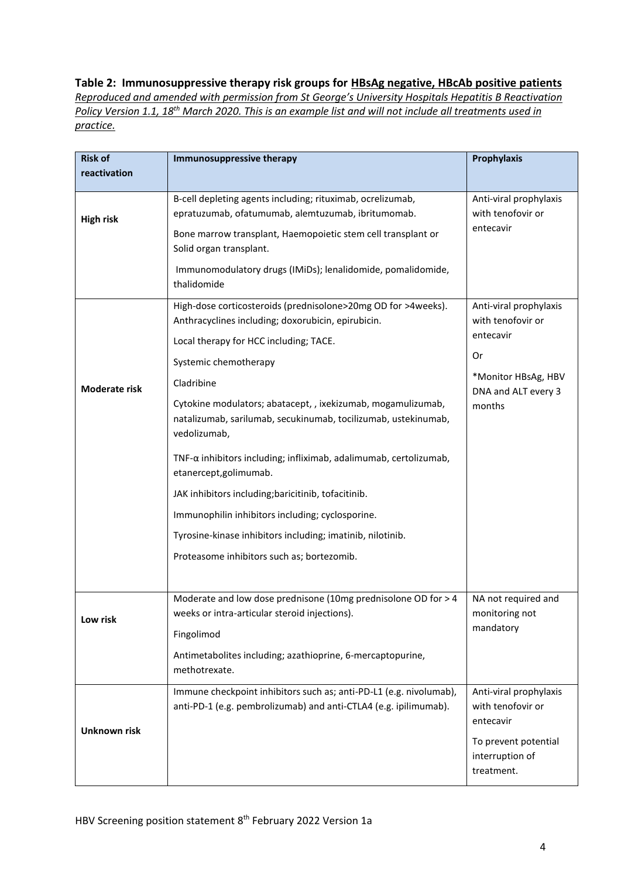**Table 2: Immunosuppressive therapy risk groups for <u>HBsAg negative, HBcAb positive patients</u>**

*<u>Reproduced and amended with permission from St George's University Hospitals Hepatitis B Reactivation Policy Version 1.1, 18th March 2020. This is an example list and will not include all treatments used in practice.</u>*

| Risk of reactivation | Immunosuppressive therapy | Prophylaxis |
|---|---|---|
| **High risk** | B-cell depleting agents including; rituximab, ocrelizumab, epratuzumab, ofatumumab, alemtuzumab, ibritumomab.<br><br>Bone marrow transplant, Haemopoietic stem cell transplant or Solid organ transplant.<br><br>Immunomodulatory drugs (IMiDs); lenalidomide, pomalidomide, thalidomide | Anti-viral prophylaxis with tenofovir or entecavir |
| **Moderate risk** | High-dose corticosteroids (prednisolone>20mg OD for >4weeks). Anthracyclines including; doxorubicin, epirubicin.<br><br>Local therapy for HCC including; TACE.<br><br>Systemic chemotherapy<br><br>Cladribine<br><br>Cytokine modulators; abatacept, , ixekizumab, mogamulizumab, natalizumab, sarilumab, secukinumab, tocilizumab, ustekinumab, vedolizumab,<br><br>TNF-α inhibitors including; infliximab, adalimumab, certolizumab, etanercept,golimumab.<br><br>JAK inhibitors including;baricitinib, tofacitinib.<br><br>Immunophilin inhibitors including; cyclosporine.<br><br>Tyrosine-kinase inhibitors including; imatinib, nilotinib.<br><br>Proteasome inhibitors such as; bortezomib. | Anti-viral prophylaxis with tenofovir or entecavir<br><br>Or<br><br>*Monitor HBsAg, HBV DNA and ALT every 3 months |
| **Low risk** | Moderate and low dose prednisone (10mg prednisolone OD for > 4 weeks or intra-articular steroid injections).<br><br>Fingolimod<br><br>Antimetabolites including; azathioprine, 6-mercaptopurine, methotrexate. | NA not required and monitoring not mandatory |
| **Unknown risk** | Immune checkpoint inhibitors such as; anti-PD-L1 (e.g. nivolumab), anti-PD-1 (e.g. pembrolizumab) and anti-CTLA4 (e.g. ipilimumab). | Anti-viral prophylaxis with tenofovir or entecavir<br><br>To prevent potential interruption of treatment. |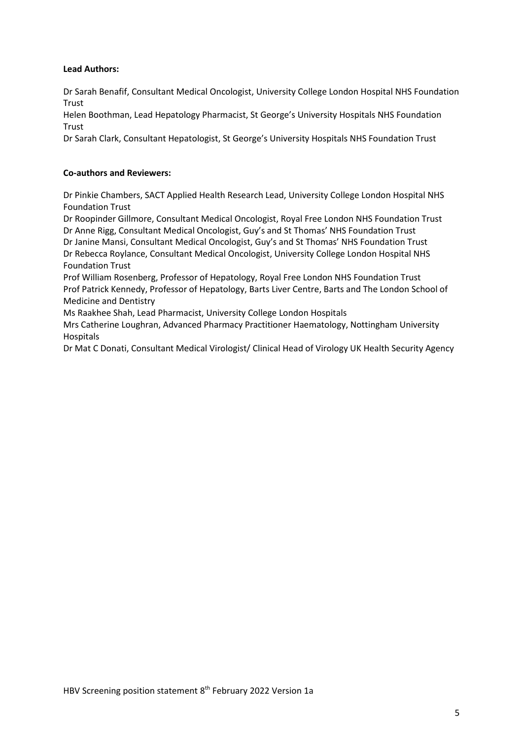**Lead Authors:**

Dr Sarah Benafif, Consultant Medical Oncologist, University College London Hospital NHS Foundation Trust
Helen Boothman, Lead Hepatology Pharmacist, St George's University Hospitals NHS Foundation Trust
Dr Sarah Clark, Consultant Hepatologist, St George's University Hospitals NHS Foundation Trust

**Co-authors and Reviewers:**

Dr Pinkie Chambers, SACT Applied Health Research Lead, University College London Hospital NHS Foundation Trust
Dr Roopinder Gillmore, Consultant Medical Oncologist, Royal Free London NHS Foundation Trust
Dr Anne Rigg, Consultant Medical Oncologist, Guy's and St Thomas' NHS Foundation Trust
Dr Janine Mansi, Consultant Medical Oncologist, Guy's and St Thomas' NHS Foundation Trust
Dr Rebecca Roylance, Consultant Medical Oncologist, University College London Hospital NHS Foundation Trust
Prof William Rosenberg, Professor of Hepatology, Royal Free London NHS Foundation Trust
Prof Patrick Kennedy, Professor of Hepatology, Barts Liver Centre, Barts and The London School of Medicine and Dentistry
Ms Raakhee Shah, Lead Pharmacist, University College London Hospitals
Mrs Catherine Loughran, Advanced Pharmacy Practitioner Haematology, Nottingham University Hospitals
Dr Mat C Donati, Consultant Medical Virologist/ Clinical Head of Virology UK Health Security Agency